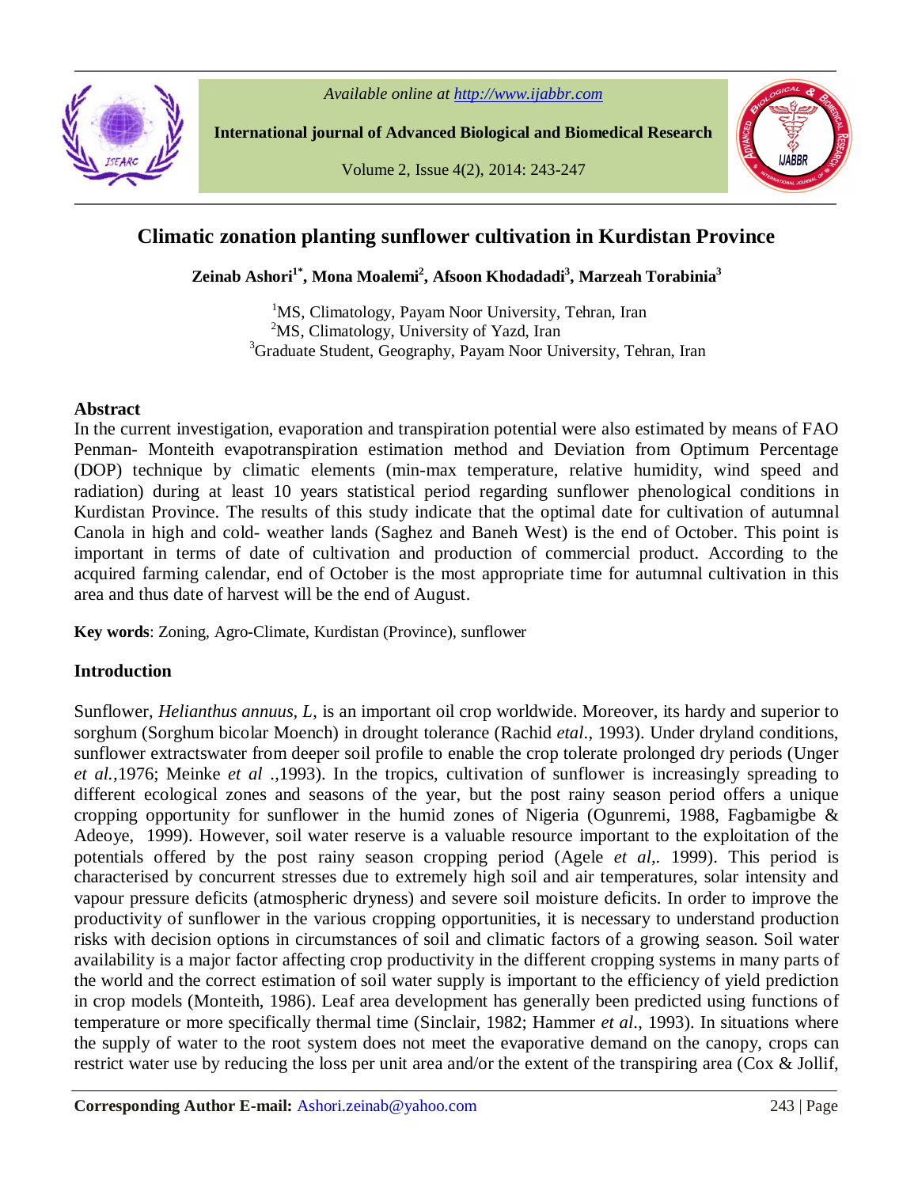# Climatic zonation planting sunflower cultivation in Kurdistan Province

**Zeinab Ashori[1*], Mona Moalemi[2], Afsoon Khodadadi[3], Marzeah Torabinia[3]**

[1]MS, Climatology, Payam Noor University, Tehran, Iran
[2]MS, Climatology, University of Yazd, Iran
[3]Graduate Student, Geography, Payam Noor University, Tehran, Iran

## Abstract

In the current investigation, evaporation and transpiration potential were also estimated by means of FAO Penman- Monteith evapotranspiration estimation method and Deviation from Optimum Percentage (DOP) technique by climatic elements (min-max temperature, relative humidity, wind speed and radiation) during at least 10 years statistical period regarding sunflower phenological conditions in Kurdistan Province. The results of this study indicate that the optimal date for cultivation of autumnal Canola in high and cold- weather lands (Saghez and Baneh West) is the end of October. This point is important in terms of date of cultivation and production of commercial product. According to the acquired farming calendar, end of October is the most appropriate time for autumnal cultivation in this area and thus date of harvest will be the end of August.

**Key words**: Zoning, Agro-Climate, Kurdistan (Province), sunflower

## Introduction

Sunflower, *Helianthus annuus, L*, is an important oil crop worldwide. Moreover, its hardy and superior to sorghum (Sorghum bicolar Moench) in drought tolerance (Rachid *etal*., 1993). Under dryland conditions, sunflower extractswater from deeper soil profile to enable the crop tolerate prolonged dry periods (Unger *et al.,*1976; Meinke *et al* .,1993). In the tropics, cultivation of sunflower is increasingly spreading to different ecological zones and seasons of the year, but the post rainy season period offers a unique cropping opportunity for sunflower in the humid zones of Nigeria (Ogunremi, 1988, Fagbamigbe & Adeoye, 1999). However, soil water reserve is a valuable resource important to the exploitation of the potentials offered by the post rainy season cropping period (Agele *et al*,. 1999). This period is characterised by concurrent stresses due to extremely high soil and air temperatures, solar intensity and vapour pressure deficits (atmospheric dryness) and severe soil moisture deficits. In order to improve the productivity of sunflower in the various cropping opportunities, it is necessary to understand production risks with decision options in circumstances of soil and climatic factors of a growing season. Soil water availability is a major factor affecting crop productivity in the different cropping systems in many parts of the world and the correct estimation of soil water supply is important to the efficiency of yield prediction in crop models (Monteith, 1986). Leaf area development has generally been predicted using functions of temperature or more specifically thermal time (Sinclair, 1982; Hammer *et al*., 1993). In situations where the supply of water to the root system does not meet the evaporative demand on the canopy, crops can restrict water use by reducing the loss per unit area and/or the extent of the transpiring area (Cox & Jollif,

**Corresponding Author E-mail:** Ashori.zeinab@yahoo.com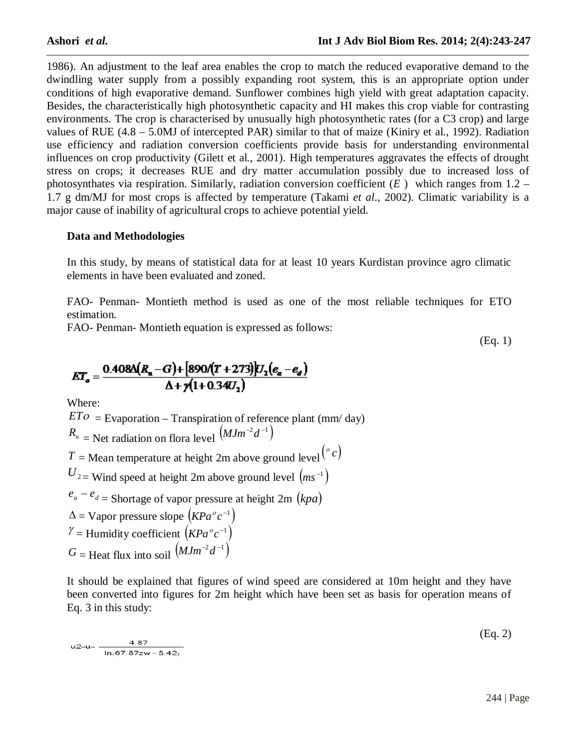1986). An adjustment to the leaf area enables the crop to match the reduced evaporative demand to the dwindling water supply from a possibly expanding root system, this is an appropriate option under conditions of high evaporative demand. Sunflower combines high yield with great adaptation capacity. Besides, the characteristically high photosynthetic capacity and HI makes this crop viable for contrasting environments. The crop is characterised by unusually high photosynthetic rates (for a C3 crop) and large values of RUE (4.8 – 5.0MJ of intercepted PAR) similar to that of maize (Kiniry et al., 1992). Radiation use efficiency and radiation conversion coefficients provide basis for understanding environmental influences on crop productivity (Gilett et al., 2001). High temperatures aggravates the effects of drought stress on crops; it decreases RUE and dry matter accumulation possibly due to increased loss of photosynthates via respiration. Similarly, radiation conversion coefficient ($E$) which ranges from 1.2 – 1.7 g dm/MJ for most crops is affected by temperature (Takami *et al*., 2002). Climatic variability is a major cause of inability of agricultural crops to achieve potential yield.

**Data and Methodologies**

In this study, by means of statistical data for at least 10 years Kurdistan province agro climatic elements in have been evaluated and zoned.

FAO- Penman- Montieth method is used as one of the most reliable techniques for ETO estimation.

FAO- Penman- Montieth equation is expressed as follows:

(Eq. 1)

$$ET_o = \frac{0.408\Delta(R_n - G) + [890/(T+273)]U_2(e_a - e_d)}{\Delta + \gamma(1 + 0.34U_2)}$$

Where:

$ETo$ = Evaporation – Transpiration of reference plant (mm/ day)

$R_n$ = Net radiation on flora level $(MJm^{-2}d^{-1})$

$T$ = Mean temperature at height 2m above ground level $({}^oc)$

$U_2$ = Wind speed at height 2m above ground level $(ms^{-1})$

$e_a - e_d$ = Shortage of vapor pressure at height 2m $(kpa)$

$\Delta$ = Vapor pressure slope $(KPa{}^oc^{-1})$

$\gamma$ = Humidity coefficient $(KPa{}^oc^{-1})$

$G$ = Heat flux into soil $(MJm^{-2}d^{-1})$

It should be explained that figures of wind speed are considered at 10m height and they have been converted into figures for 2m height which have been set as basis for operation means of Eq. 3 in this study:

(Eq. 2)

$$u2 - u - \frac{4.87}{\ln(67.87zw - 5.42)}$$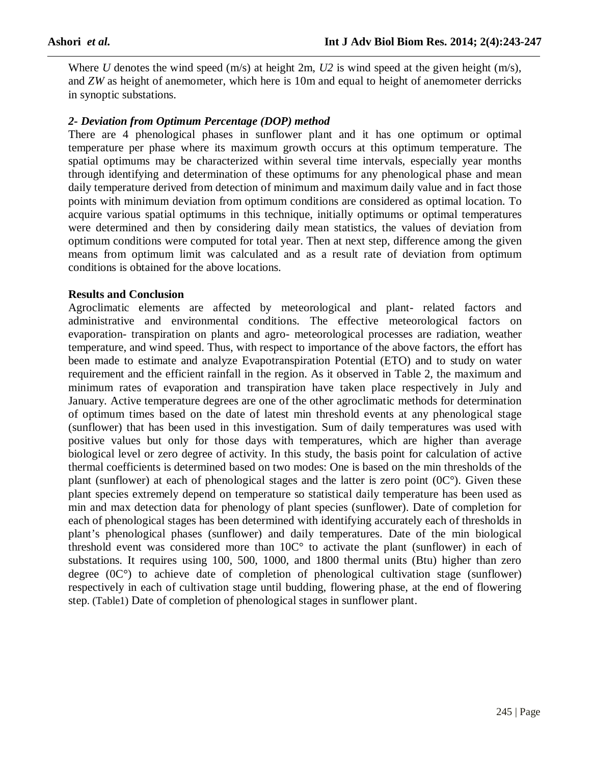Where $U$ denotes the wind speed (m/s) at height 2m, $U2$ is wind speed at the given height (m/s), and $ZW$ as height of anemometer, which here is 10m and equal to height of anemometer derricks in synoptic substations.

### *2- Deviation from Optimum Percentage (DOP) method*

There are 4 phenological phases in sunflower plant and it has one optimum or optimal temperature per phase where its maximum growth occurs at this optimum temperature. The spatial optimums may be characterized within several time intervals, especially year months through identifying and determination of these optimums for any phenological phase and mean daily temperature derived from detection of minimum and maximum daily value and in fact those points with minimum deviation from optimum conditions are considered as optimal location. To acquire various spatial optimums in this technique, initially optimums or optimal temperatures were determined and then by considering daily mean statistics, the values of deviation from optimum conditions were computed for total year. Then at next step, difference among the given means from optimum limit was calculated and as a result rate of deviation from optimum conditions is obtained for the above locations.

## Results and Conclusion

Agroclimatic elements are affected by meteorological and plant- related factors and administrative and environmental conditions. The effective meteorological factors on evaporation- transpiration on plants and agro- meteorological processes are radiation, weather temperature, and wind speed. Thus, with respect to importance of the above factors, the effort has been made to estimate and analyze Evapotranspiration Potential (ETO) and to study on water requirement and the efficient rainfall in the region. As it observed in Table 2, the maximum and minimum rates of evaporation and transpiration have taken place respectively in July and January. Active temperature degrees are one of the other agroclimatic methods for determination of optimum times based on the date of latest min threshold events at any phenological stage (sunflower) that has been used in this investigation. Sum of daily temperatures was used with positive values but only for those days with temperatures, which are higher than average biological level or zero degree of activity. In this study, the basis point for calculation of active thermal coefficients is determined based on two modes: One is based on the min thresholds of the plant (sunflower) at each of phenological stages and the latter is zero point (0C°). Given these plant species extremely depend on temperature so statistical daily temperature has been used as min and max detection data for phenology of plant species (sunflower). Date of completion for each of phenological stages has been determined with identifying accurately each of thresholds in plant's phenological phases (sunflower) and daily temperatures. Date of the min biological threshold event was considered more than 10C° to activate the plant (sunflower) in each of substations. It requires using 100, 500, 1000, and 1800 thermal units (Btu) higher than zero degree (0C°) to achieve date of completion of phenological cultivation stage (sunflower) respectively in each of cultivation stage until budding, flowering phase, at the end of flowering step. (Table1) Date of completion of phenological stages in sunflower plant.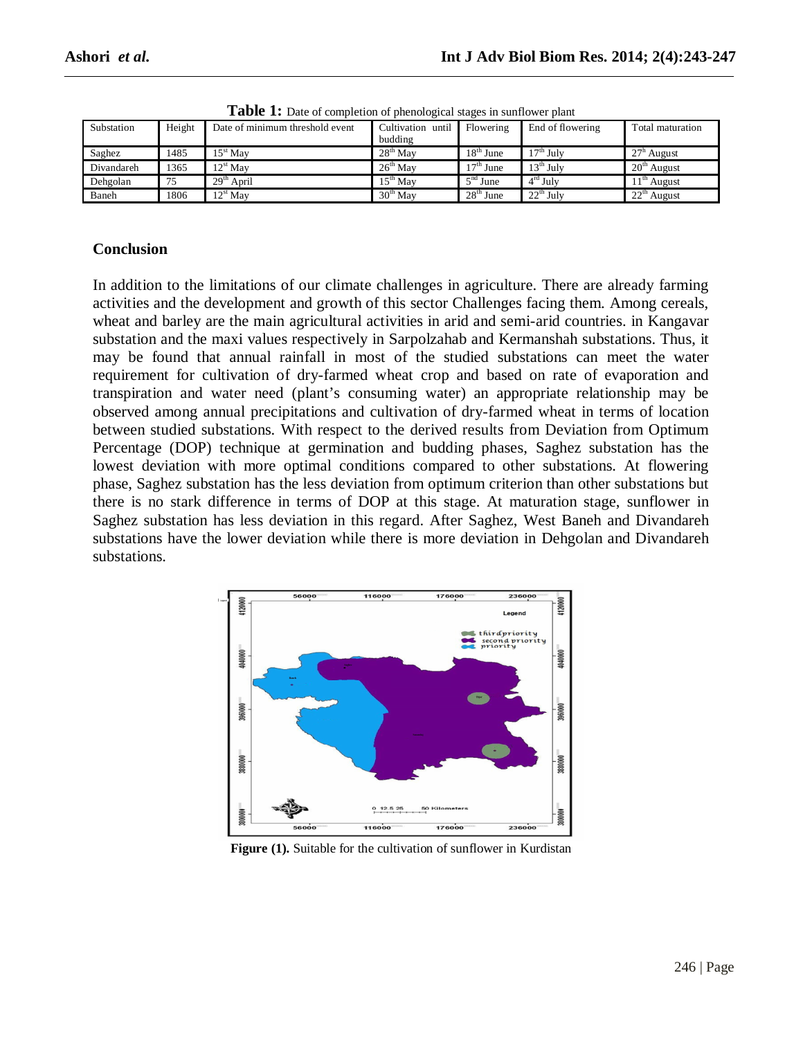**Table 1:** Date of completion of phenological stages in sunflower plant

| Substation | Height | Date of minimum threshold event | Cultivation until budding | Flowering | End of flowering | Total maturation |
|---|---|---|---|---|---|---|
| Saghez | 1485 | 15st May | 28th May | 18th June | 17th July | 27h August |
| Divandareh | 1365 | 12st May | 26th May | 17th June | 13th July | 20th August |
| Dehgolan | 75 | 29th April | 15th May | 5nd June | 4rd July | 11th August |
| Baneh | 1806 | 12st May | 30th May | 28th June | 22th July | 22th August |

## Conclusion

In addition to the limitations of our climate challenges in agriculture. There are already farming activities and the development and growth of this sector Challenges facing them. Among cereals, wheat and barley are the main agricultural activities in arid and semi-arid countries. in Kangavar substation and the maxi values respectively in Sarpolzahab and Kermanshah substations. Thus, it may be found that annual rainfall in most of the studied substations can meet the water requirement for cultivation of dry-farmed wheat crop and based on rate of evaporation and transpiration and water need (plant's consuming water) an appropriate relationship may be observed among annual precipitations and cultivation of dry-farmed wheat in terms of location between studied substations. With respect to the derived results from Deviation from Optimum Percentage (DOP) technique at germination and budding phases, Saghez substation has the lowest deviation with more optimal conditions compared to other substations. At flowering phase, Saghez substation has the less deviation from optimum criterion than other substations but there is no stark difference in terms of DOP at this stage. At maturation stage, sunflower in Saghez substation has less deviation in this regard. After Saghez, West Baneh and Divandareh substations have the lower deviation while there is more deviation in Dehgolan and Divandareh substations.

**Figure (1).** Suitable for the cultivation of sunflower in Kurdistan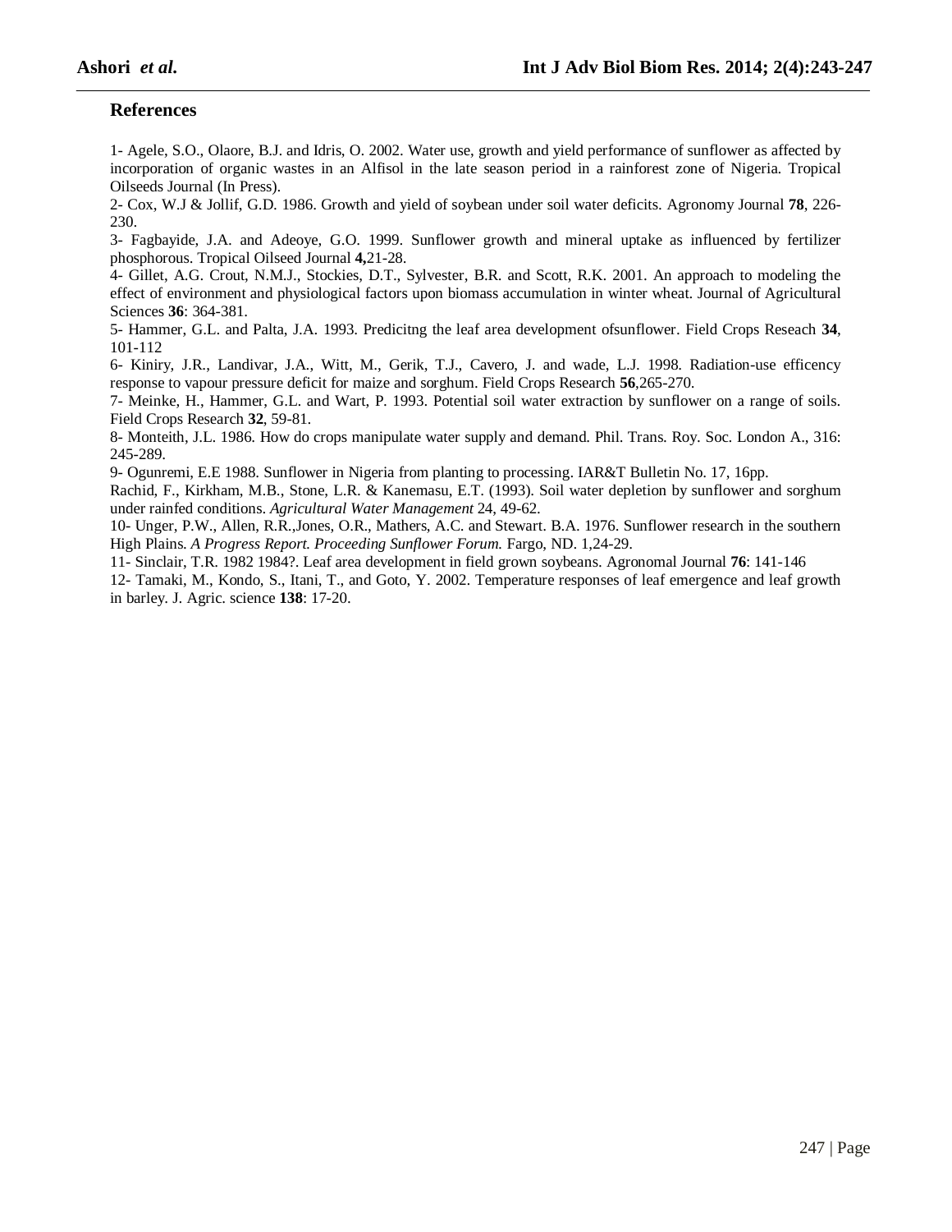## References

1- Agele, S.O., Olaore, B.J. and Idris, O. 2002. Water use, growth and yield performance of sunflower as affected by incorporation of organic wastes in an Alfisol in the late season period in a rainforest zone of Nigeria. Tropical Oilseeds Journal (In Press).

2- Cox, W.J & Jollif, G.D. 1986. Growth and yield of soybean under soil water deficits. Agronomy Journal **78**, 226-230.

3- Fagbayide, J.A. and Adeoye, G.O. 1999. Sunflower growth and mineral uptake as influenced by fertilizer phosphorous. Tropical Oilseed Journal **4,**21-28.

4- Gillet, A.G. Crout, N.M.J., Stockies, D.T., Sylvester, B.R. and Scott, R.K. 2001. An approach to modeling the effect of environment and physiological factors upon biomass accumulation in winter wheat. Journal of Agricultural Sciences **36**: 364-381.

5- Hammer, G.L. and Palta, J.A. 1993. Predicitng the leaf area development ofsunflower. Field Crops Reseach **34**, 101-112

6- Kiniry, J.R., Landivar, J.A., Witt, M., Gerik, T.J., Cavero, J. and wade, L.J. 1998. Radiation-use efficency response to vapour pressure deficit for maize and sorghum. Field Crops Research **56**,265-270.

7- Meinke, H., Hammer, G.L. and Wart, P. 1993. Potential soil water extraction by sunflower on a range of soils. Field Crops Research **32**, 59-81.

8- Monteith, J.L. 1986. How do crops manipulate water supply and demand. Phil. Trans. Roy. Soc. London A., 316: 245-289.

9- Ogunremi, E.E 1988. Sunflower in Nigeria from planting to processing. IAR&T Bulletin No. 17, 16pp.

Rachid, F., Kirkham, M.B., Stone, L.R. & Kanemasu, E.T. (1993). Soil water depletion by sunflower and sorghum under rainfed conditions. *Agricultural Water Management* 24, 49-62.

10- Unger, P.W., Allen, R.R.,Jones, O.R., Mathers, A.C. and Stewart. B.A. 1976. Sunflower research in the southern High Plains. *A Progress Report. Proceeding Sunflower Forum.* Fargo, ND. 1,24-29.

11- Sinclair, T.R. 1982 1984?. Leaf area development in field grown soybeans. Agronomal Journal **76**: 141-146

12- Tamaki, M., Kondo, S., Itani, T., and Goto, Y. 2002. Temperature responses of leaf emergence and leaf growth in barley. J. Agric. science **138**: 17-20.